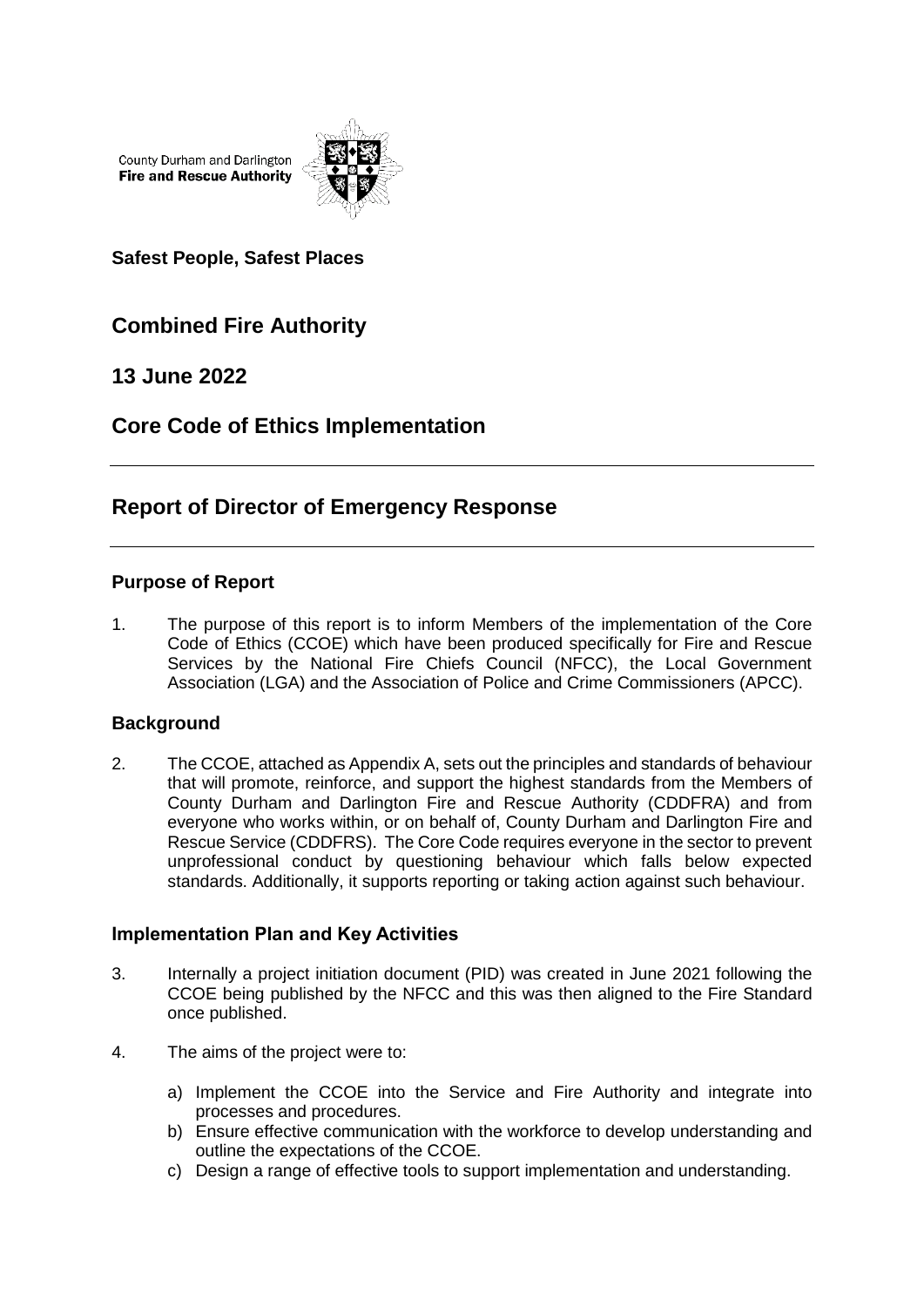County Durham and Darlington
**Fire and Rescue Authority**

**Safest People, Safest Places**

## Combined Fire Authority

## 13 June 2022

## Core Code of Ethics Implementation

---

## Report of Director of Emergency Response

---

### Purpose of Report

1. The purpose of this report is to inform Members of the implementation of the Core Code of Ethics (CCOE) which have been produced specifically for Fire and Rescue Services by the National Fire Chiefs Council (NFCC), the Local Government Association (LGA) and the Association of Police and Crime Commissioners (APCC).

### Background

2. The CCOE, attached as Appendix A, sets out the principles and standards of behaviour that will promote, reinforce, and support the highest standards from the Members of County Durham and Darlington Fire and Rescue Authority (CDDFRA) and from everyone who works within, or on behalf of, County Durham and Darlington Fire and Rescue Service (CDDFRS). The Core Code requires everyone in the sector to prevent unprofessional conduct by questioning behaviour which falls below expected standards. Additionally, it supports reporting or taking action against such behaviour.

### Implementation Plan and Key Activities

3. Internally a project initiation document (PID) was created in June 2021 following the CCOE being published by the NFCC and this was then aligned to the Fire Standard once published.

4. The aims of the project were to:

    a) Implement the CCOE into the Service and Fire Authority and integrate into processes and procedures.
    b) Ensure effective communication with the workforce to develop understanding and outline the expectations of the CCOE.
    c) Design a range of effective tools to support implementation and understanding.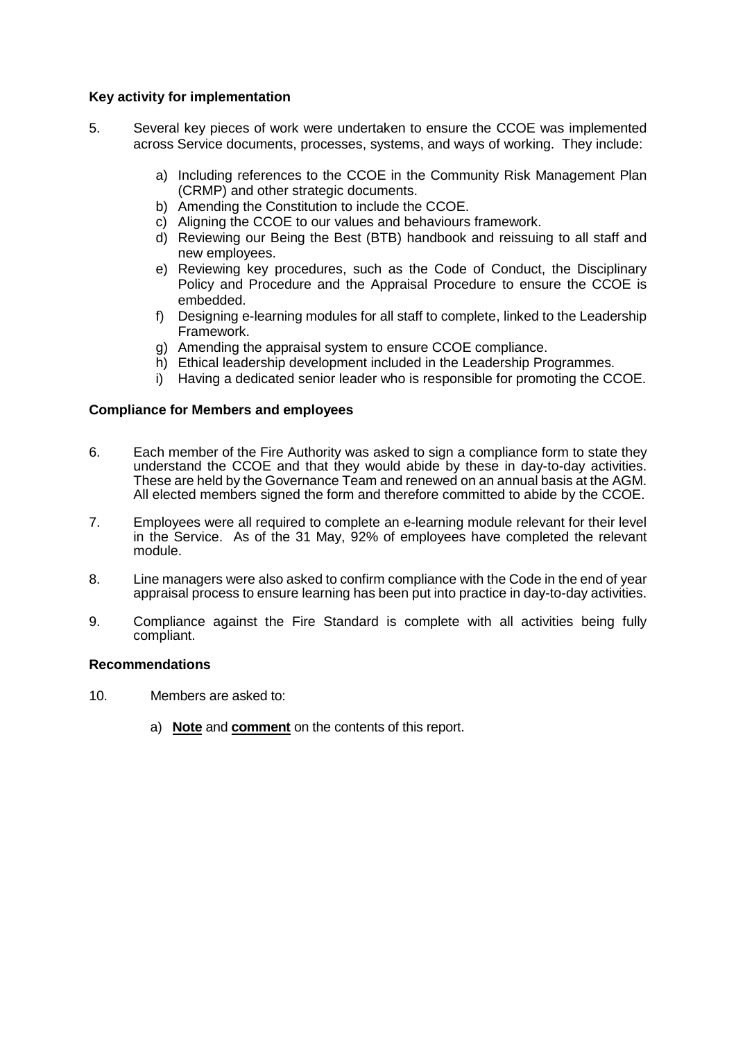### Key activity for implementation

5. Several key pieces of work were undertaken to ensure the CCOE was implemented across Service documents, processes, systems, and ways of working. They include:

   a) Including references to the CCOE in the Community Risk Management Plan (CRMP) and other strategic documents.
   b) Amending the Constitution to include the CCOE.
   c) Aligning the CCOE to our values and behaviours framework.
   d) Reviewing our Being the Best (BTB) handbook and reissuing to all staff and new employees.
   e) Reviewing key procedures, such as the Code of Conduct, the Disciplinary Policy and Procedure and the Appraisal Procedure to ensure the CCOE is embedded.
   f) Designing e-learning modules for all staff to complete, linked to the Leadership Framework.
   g) Amending the appraisal system to ensure CCOE compliance.
   h) Ethical leadership development included in the Leadership Programmes.
   i) Having a dedicated senior leader who is responsible for promoting the CCOE.

### Compliance for Members and employees

6. Each member of the Fire Authority was asked to sign a compliance form to state they understand the CCOE and that they would abide by these in day-to-day activities. These are held by the Governance Team and renewed on an annual basis at the AGM. All elected members signed the form and therefore committed to abide by the CCOE.

7. Employees were all required to complete an e-learning module relevant for their level in the Service. As of the 31 May, 92% of employees have completed the relevant module.

8. Line managers were also asked to confirm compliance with the Code in the end of year appraisal process to ensure learning has been put into practice in day-to-day activities.

9. Compliance against the Fire Standard is complete with all activities being fully compliant.

### Recommendations

10. Members are asked to:

   a) **Note** and **comment** on the contents of this report.